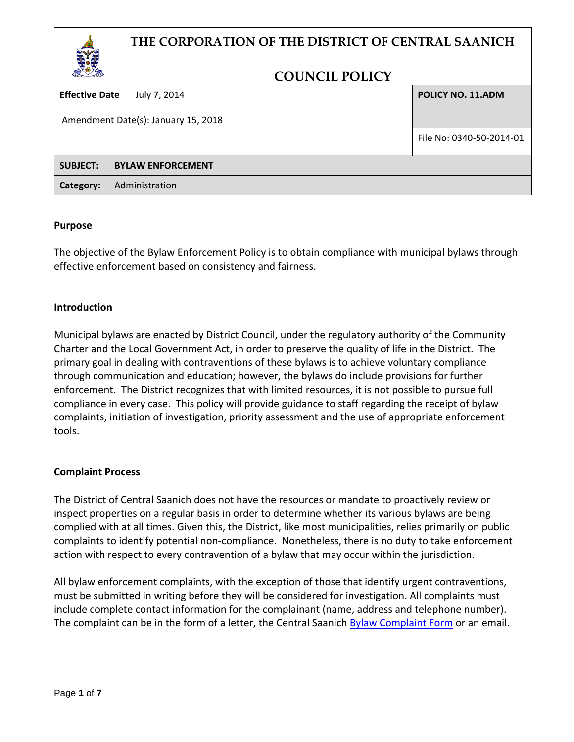# THE CORPORATION OF THE DISTRICT OF CENTRAL SAANICH

## COUNCIL POLICY

| **Effective Date** July 7, 2014 | **POLICY NO. 11.ADM** |
|---|---|
| Amendment Date(s): January 15, 2018 | File No: 0340-50-2014-01 |
| **SUBJECT:** **BYLAW ENFORCEMENT** | |
| **Category:** Administration | |

### Purpose

The objective of the Bylaw Enforcement Policy is to obtain compliance with municipal bylaws through effective enforcement based on consistency and fairness.

### Introduction

Municipal bylaws are enacted by District Council, under the regulatory authority of the Community Charter and the Local Government Act, in order to preserve the quality of life in the District. The primary goal in dealing with contraventions of these bylaws is to achieve voluntary compliance through communication and education; however, the bylaws do include provisions for further enforcement. The District recognizes that with limited resources, it is not possible to pursue full compliance in every case. This policy will provide guidance to staff regarding the receipt of bylaw complaints, initiation of investigation, priority assessment and the use of appropriate enforcement tools.

### Complaint Process

The District of Central Saanich does not have the resources or mandate to proactively review or inspect properties on a regular basis in order to determine whether its various bylaws are being complied with at all times. Given this, the District, like most municipalities, relies primarily on public complaints to identify potential non-compliance. Nonetheless, there is no duty to take enforcement action with respect to every contravention of a bylaw that may occur within the jurisdiction.

All bylaw enforcement complaints, with the exception of those that identify urgent contraventions, must be submitted in writing before they will be considered for investigation. All complaints must include complete contact information for the complainant (name, address and telephone number). The complaint can be in the form of a letter, the Central Saanich Bylaw Complaint Form or an email.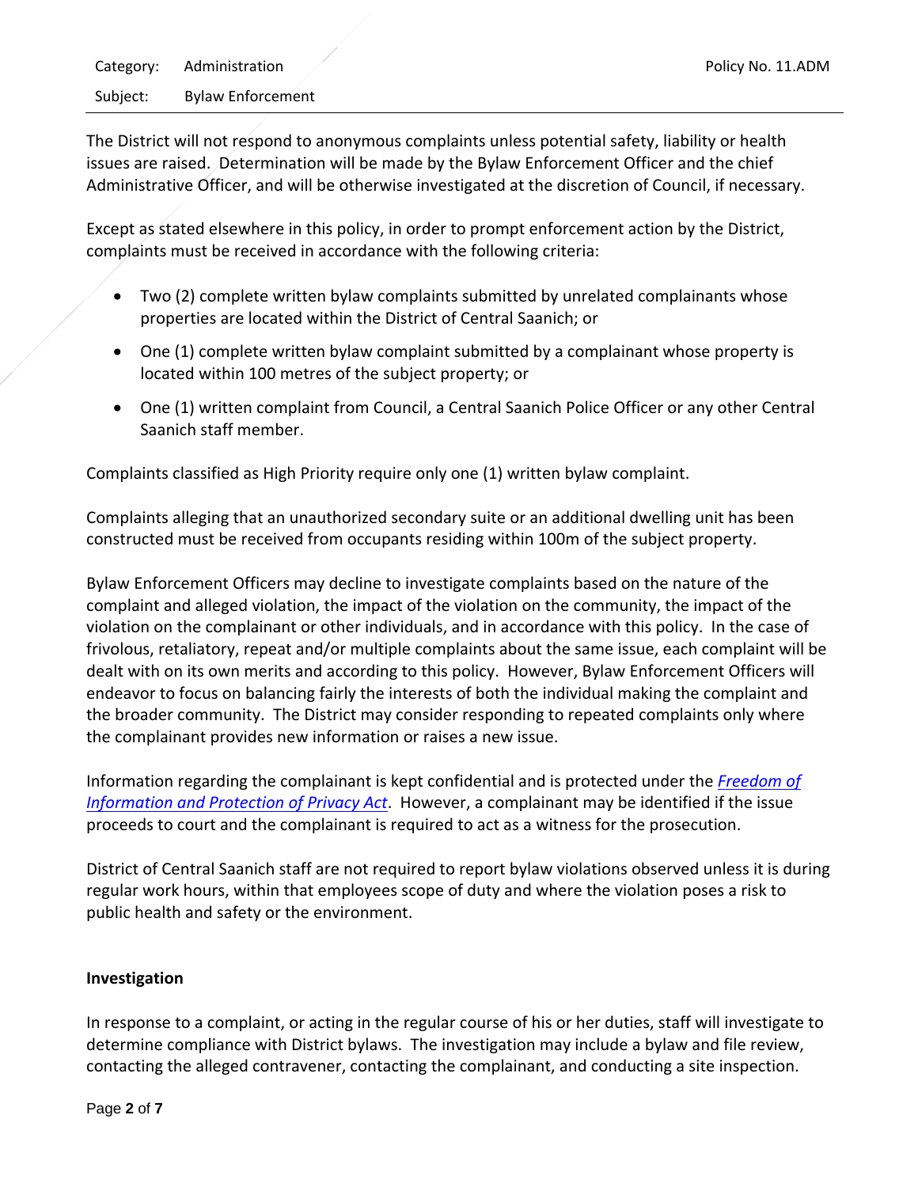The District will not respond to anonymous complaints unless potential safety, liability or health issues are raised. Determination will be made by the Bylaw Enforcement Officer and the chief Administrative Officer, and will be otherwise investigated at the discretion of Council, if necessary.

Except as stated elsewhere in this policy, in order to prompt enforcement action by the District, complaints must be received in accordance with the following criteria:

- Two (2) complete written bylaw complaints submitted by unrelated complainants whose properties are located within the District of Central Saanich; or
- One (1) complete written bylaw complaint submitted by a complainant whose property is located within 100 metres of the subject property; or
- One (1) written complaint from Council, a Central Saanich Police Officer or any other Central Saanich staff member.

Complaints classified as High Priority require only one (1) written bylaw complaint.

Complaints alleging that an unauthorized secondary suite or an additional dwelling unit has been constructed must be received from occupants residing within 100m of the subject property.

Bylaw Enforcement Officers may decline to investigate complaints based on the nature of the complaint and alleged violation, the impact of the violation on the community, the impact of the violation on the complainant or other individuals, and in accordance with this policy. In the case of frivolous, retaliatory, repeat and/or multiple complaints about the same issue, each complaint will be dealt with on its own merits and according to this policy. However, Bylaw Enforcement Officers will endeavor to focus on balancing fairly the interests of both the individual making the complaint and the broader community. The District may consider responding to repeated complaints only where the complainant provides new information or raises a new issue.

Information regarding the complainant is kept confidential and is protected under the *Freedom of Information and Protection of Privacy Act*. However, a complainant may be identified if the issue proceeds to court and the complainant is required to act as a witness for the prosecution.

District of Central Saanich staff are not required to report bylaw violations observed unless it is during regular work hours, within that employees scope of duty and where the violation poses a risk to public health and safety or the environment.

## Investigation

In response to a complaint, or acting in the regular course of his or her duties, staff will investigate to determine compliance with District bylaws. The investigation may include a bylaw and file review, contacting the alleged contravener, contacting the complainant, and conducting a site inspection.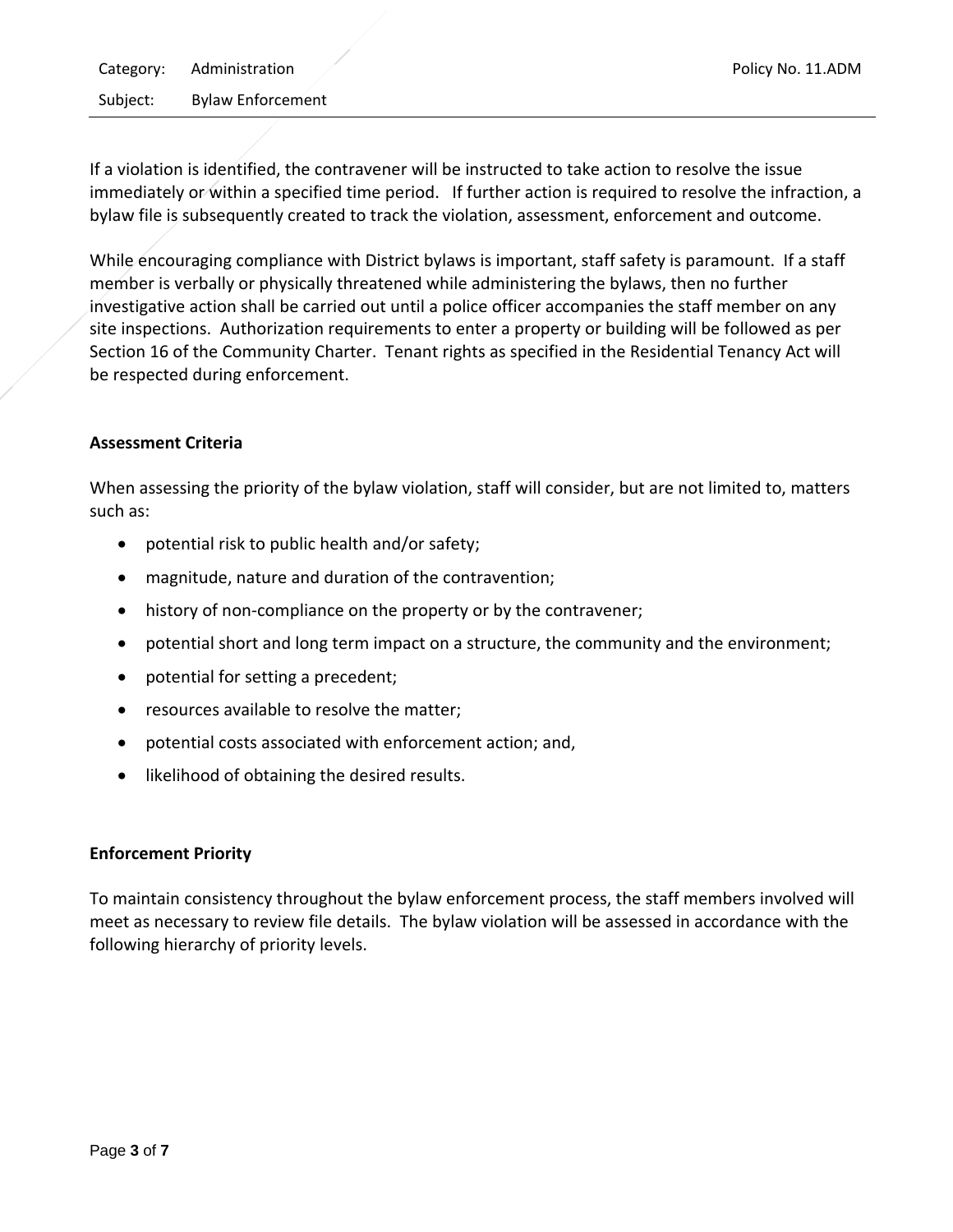If a violation is identified, the contravener will be instructed to take action to resolve the issue immediately or within a specified time period. If further action is required to resolve the infraction, a bylaw file is subsequently created to track the violation, assessment, enforcement and outcome.

While encouraging compliance with District bylaws is important, staff safety is paramount. If a staff member is verbally or physically threatened while administering the bylaws, then no further investigative action shall be carried out until a police officer accompanies the staff member on any site inspections. Authorization requirements to enter a property or building will be followed as per Section 16 of the Community Charter. Tenant rights as specified in the Residential Tenancy Act will be respected during enforcement.

**Assessment Criteria**

When assessing the priority of the bylaw violation, staff will consider, but are not limited to, matters such as:

- potential risk to public health and/or safety;
- magnitude, nature and duration of the contravention;
- history of non-compliance on the property or by the contravener;
- potential short and long term impact on a structure, the community and the environment;
- potential for setting a precedent;
- resources available to resolve the matter;
- potential costs associated with enforcement action; and,
- likelihood of obtaining the desired results.

**Enforcement Priority**

To maintain consistency throughout the bylaw enforcement process, the staff members involved will meet as necessary to review file details. The bylaw violation will be assessed in accordance with the following hierarchy of priority levels.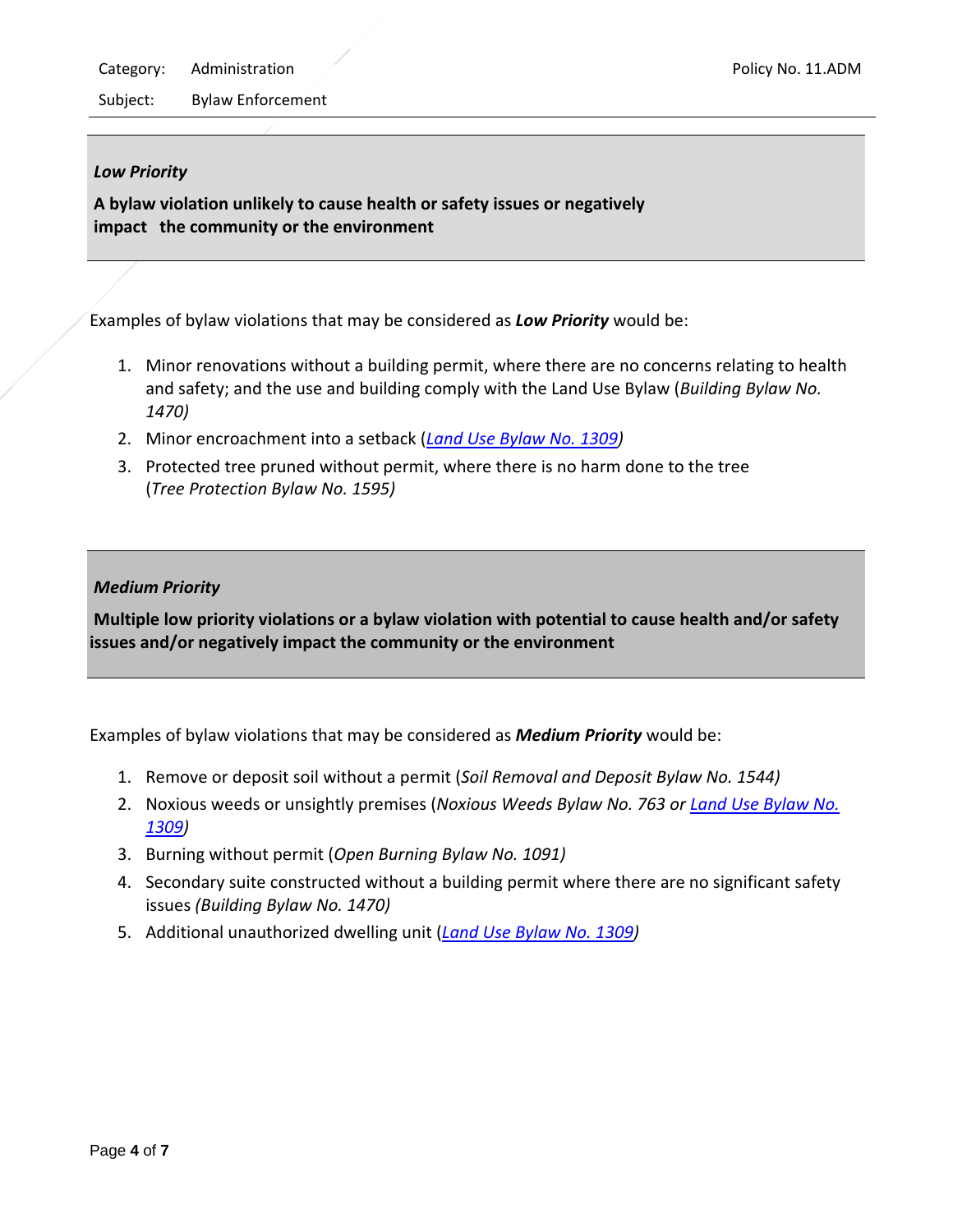***Low Priority***

**A bylaw violation unlikely to cause health or safety issues or negatively impact the community or the environment**

Examples of bylaw violations that may be considered as ***Low Priority*** would be:

1. Minor renovations without a building permit, where there are no concerns relating to health and safety; and the use and building comply with the Land Use Bylaw (*Building Bylaw No. 1470)*
2. Minor encroachment into a setback (*Land Use Bylaw No. 1309)*
3. Protected tree pruned without permit, where there is no harm done to the tree (*Tree Protection Bylaw No. 1595)*

***Medium Priority***

**Multiple low priority violations or a bylaw violation with potential to cause health and/or safety issues and/or negatively impact the community or the environment**

Examples of bylaw violations that may be considered as ***Medium Priority*** would be:

1. Remove or deposit soil without a permit (*Soil Removal and Deposit Bylaw No. 1544)*
2. Noxious weeds or unsightly premises (*Noxious Weeds Bylaw No. 763 or Land Use Bylaw No. 1309)*
3. Burning without permit (*Open Burning Bylaw No. 1091)*
4. Secondary suite constructed without a building permit where there are no significant safety issues *(Building Bylaw No. 1470)*
5. Additional unauthorized dwelling unit (*Land Use Bylaw No. 1309)*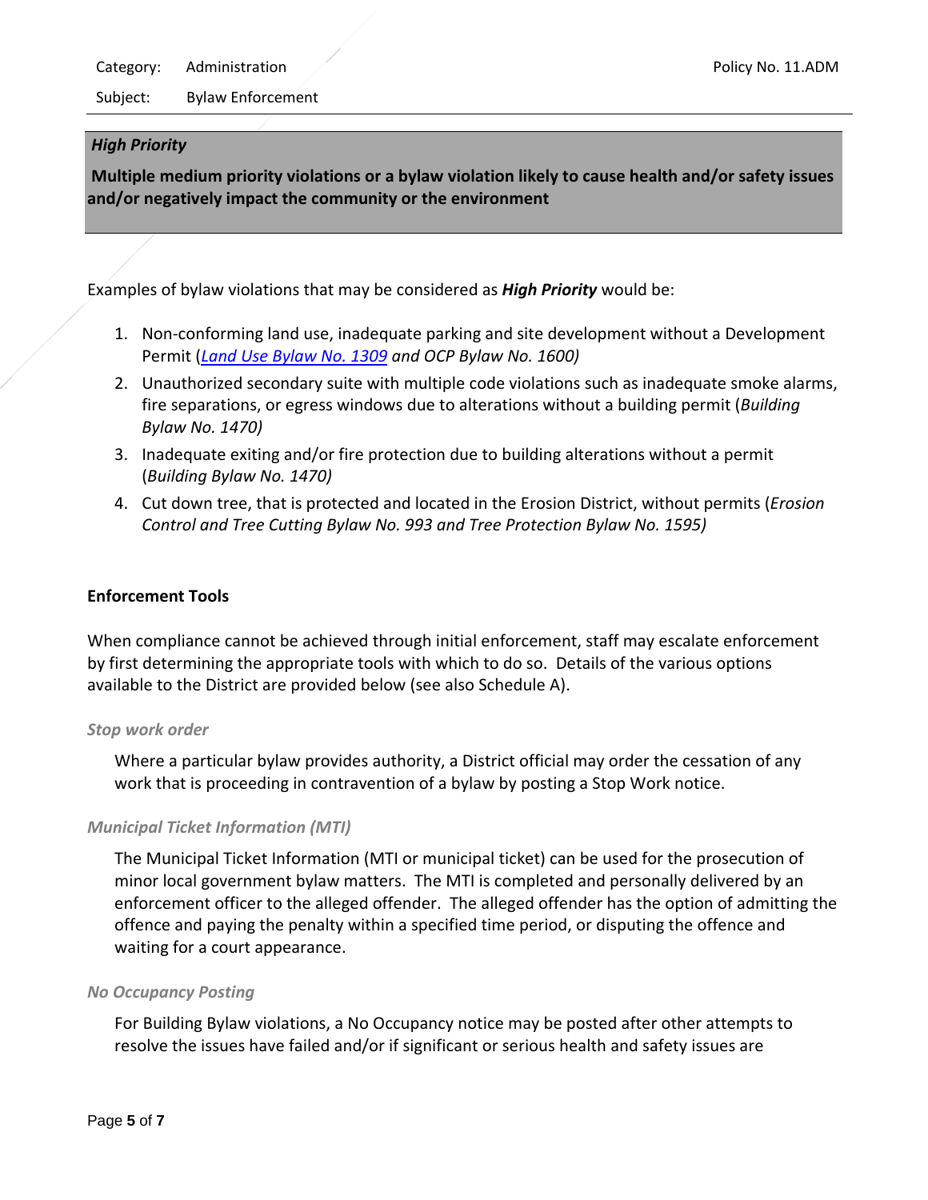***High Priority***

**Multiple medium priority violations or a bylaw violation likely to cause health and/or safety issues and/or negatively impact the community or the environment**

Examples of bylaw violations that may be considered as ***High Priority*** would be:

1. Non-conforming land use, inadequate parking and site development without a Development Permit (*Land Use Bylaw No. 1309 and OCP Bylaw No. 1600)*
2. Unauthorized secondary suite with multiple code violations such as inadequate smoke alarms, fire separations, or egress windows due to alterations without a building permit (*Building Bylaw No. 1470)*
3. Inadequate exiting and/or fire protection due to building alterations without a permit (*Building Bylaw No. 1470)*
4. Cut down tree, that is protected and located in the Erosion District, without permits (*Erosion Control and Tree Cutting Bylaw No. 993 and Tree Protection Bylaw No. 1595)*

**Enforcement Tools**

When compliance cannot be achieved through initial enforcement, staff may escalate enforcement by first determining the appropriate tools with which to do so. Details of the various options available to the District are provided below (see also Schedule A).

*Stop work order*

Where a particular bylaw provides authority, a District official may order the cessation of any work that is proceeding in contravention of a bylaw by posting a Stop Work notice.

*Municipal Ticket Information (MTI)*

The Municipal Ticket Information (MTI or municipal ticket) can be used for the prosecution of minor local government bylaw matters. The MTI is completed and personally delivered by an enforcement officer to the alleged offender. The alleged offender has the option of admitting the offence and paying the penalty within a specified time period, or disputing the offence and waiting for a court appearance.

*No Occupancy Posting*

For Building Bylaw violations, a No Occupancy notice may be posted after other attempts to resolve the issues have failed and/or if significant or serious health and safety issues are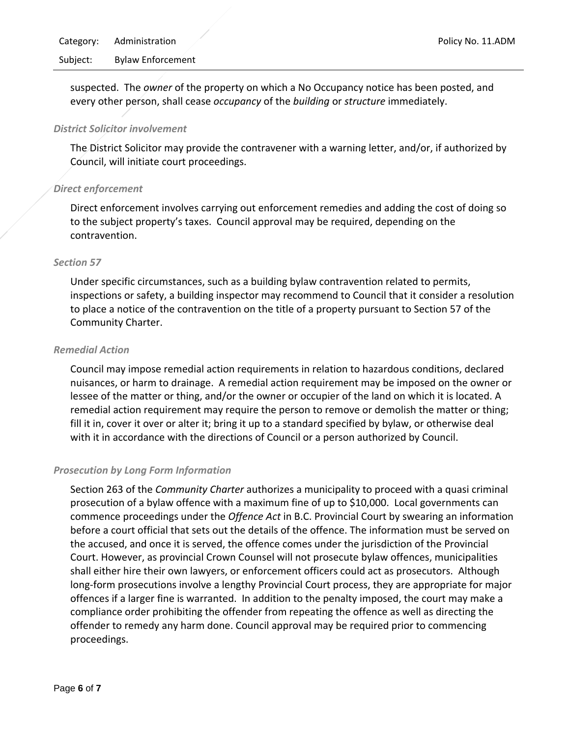suspected. The *owner* of the property on which a No Occupancy notice has been posted, and every other person, shall cease *occupancy* of the *building* or *structure* immediately.

### *District Solicitor involvement*

The District Solicitor may provide the contravener with a warning letter, and/or, if authorized by Council, will initiate court proceedings.

### *Direct enforcement*

Direct enforcement involves carrying out enforcement remedies and adding the cost of doing so to the subject property's taxes. Council approval may be required, depending on the contravention.

### *Section 57*

Under specific circumstances, such as a building bylaw contravention related to permits, inspections or safety, a building inspector may recommend to Council that it consider a resolution to place a notice of the contravention on the title of a property pursuant to Section 57 of the Community Charter.

### *Remedial Action*

Council may impose remedial action requirements in relation to hazardous conditions, declared nuisances, or harm to drainage. A remedial action requirement may be imposed on the owner or lessee of the matter or thing, and/or the owner or occupier of the land on which it is located. A remedial action requirement may require the person to remove or demolish the matter or thing; fill it in, cover it over or alter it; bring it up to a standard specified by bylaw, or otherwise deal with it in accordance with the directions of Council or a person authorized by Council.

### *Prosecution by Long Form Information*

Section 263 of the *Community Charter* authorizes a municipality to proceed with a quasi criminal prosecution of a bylaw offence with a maximum fine of up to $10,000. Local governments can commence proceedings under the *Offence Act* in B.C. Provincial Court by swearing an information before a court official that sets out the details of the offence. The information must be served on the accused, and once it is served, the offence comes under the jurisdiction of the Provincial Court. However, as provincial Crown Counsel will not prosecute bylaw offences, municipalities shall either hire their own lawyers, or enforcement officers could act as prosecutors. Although long-form prosecutions involve a lengthy Provincial Court process, they are appropriate for major offences if a larger fine is warranted. In addition to the penalty imposed, the court may make a compliance order prohibiting the offender from repeating the offence as well as directing the offender to remedy any harm done. Council approval may be required prior to commencing proceedings.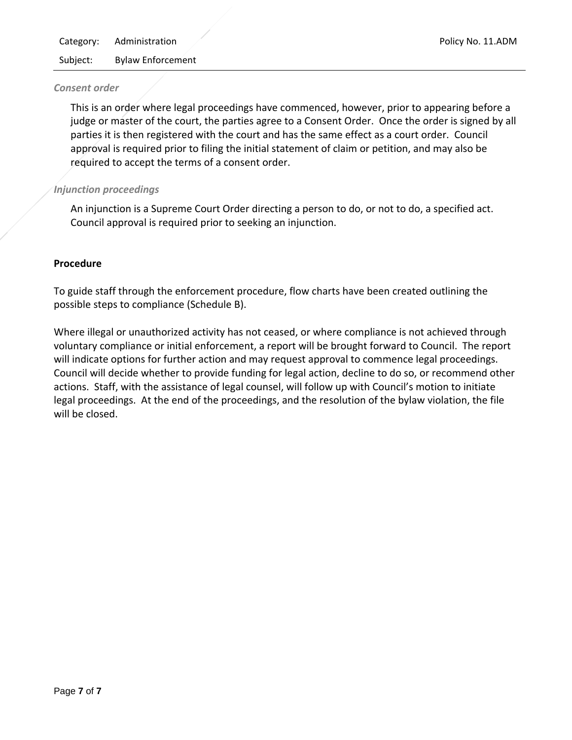*Consent order*

This is an order where legal proceedings have commenced, however, prior to appearing before a judge or master of the court, the parties agree to a Consent Order. Once the order is signed by all parties it is then registered with the court and has the same effect as a court order. Council approval is required prior to filing the initial statement of claim or petition, and may also be required to accept the terms of a consent order.

*Injunction proceedings*

An injunction is a Supreme Court Order directing a person to do, or not to do, a specified act. Council approval is required prior to seeking an injunction.

**Procedure**

To guide staff through the enforcement procedure, flow charts have been created outlining the possible steps to compliance (Schedule B).

Where illegal or unauthorized activity has not ceased, or where compliance is not achieved through voluntary compliance or initial enforcement, a report will be brought forward to Council. The report will indicate options for further action and may request approval to commence legal proceedings. Council will decide whether to provide funding for legal action, decline to do so, or recommend other actions. Staff, with the assistance of legal counsel, will follow up with Council's motion to initiate legal proceedings. At the end of the proceedings, and the resolution of the bylaw violation, the file will be closed.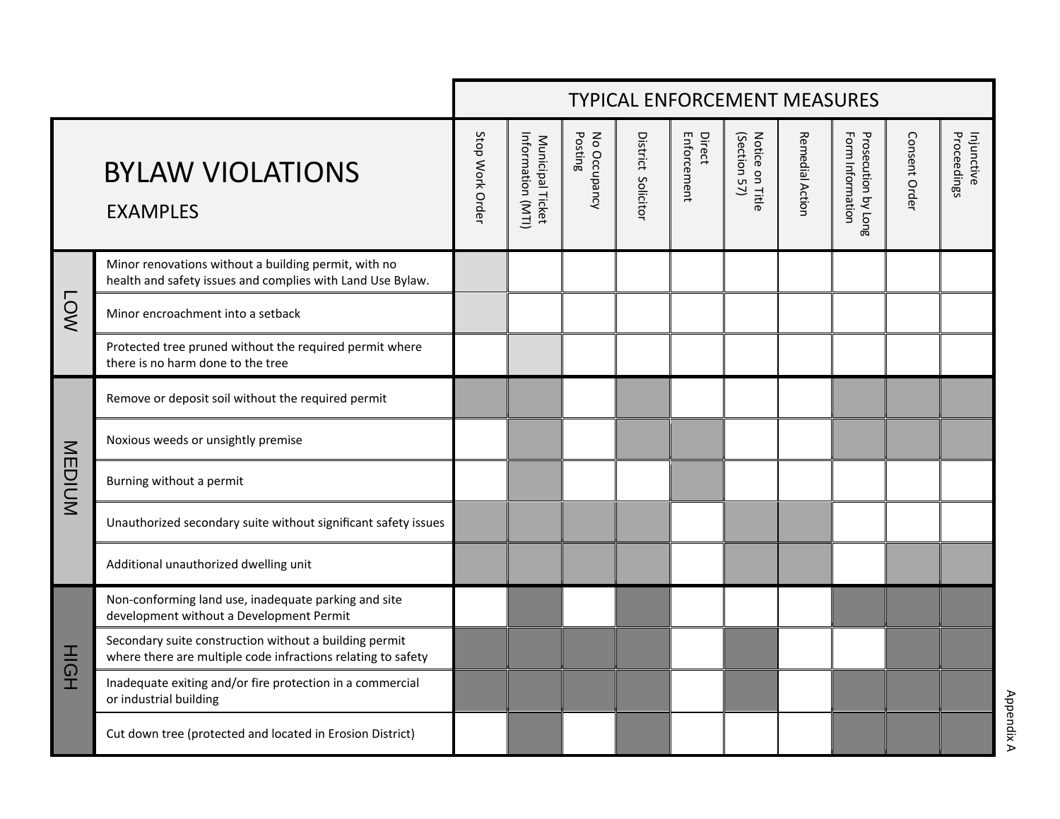| | BYLAW VIOLATIONS EXAMPLES | TYPICAL ENFORCEMENT MEASURES: Stop Work Order | Municipal Ticket Information (MTI) | No Occupancy Posting | District Solicitor | Direct Enforcement | Notice on Title (Section 57) | Remedial Action | Prosecution by Long Form Information | Consent Order | Injunctive Proceedings |
|---|---|---|---|---|---|---|---|---|---|---|---|
| LOW | Minor renovations without a building permit, with no health and safety issues and complies with Land Use Bylaw. | ■ | | | | | | | | | |
| LOW | Minor encroachment into a setback | ■ | | | | | | | | | |
| LOW | Protected tree pruned without the required permit where there is no harm done to the tree | | ■ | | | | | | | | |
| MEDIUM | Remove or deposit soil without the required permit | ■ | ■ | | ■ | | | | ■ | ■ | ■ |
| MEDIUM | Noxious weeds or unsightly premise | | ■ | | ■ | ■ | | | ■ | ■ | ■ |
| MEDIUM | Burning without a permit | | ■ | | | ■ | | | | | |
| MEDIUM | Unauthorized secondary suite without significant safety issues | ■ | ■ | ■ | ■ | | ■ | ■ | | | |
| MEDIUM | Additional unauthorized dwelling unit | ■ | ■ | ■ | ■ | | ■ | ■ | | ■ | ■ |
| HIGH | Non-conforming land use, inadequate parking and site development without a Development Permit | | ■ | | ■ | | | | ■ | ■ | ■ |
| HIGH | Secondary suite construction without a building permit where there are multiple code infractions relating to safety | ■ | ■ | ■ | ■ | | ■ | | | ■ | ■ |
| HIGH | Inadequate exiting and/or fire protection in a commercial or industrial building | ■ | ■ | ■ | ■ | | ■ | | ■ | ■ | ■ |
| HIGH | Cut down tree (protected and located in Erosion District) | | ■ | | ■ | | | | ■ | ■ | ■ |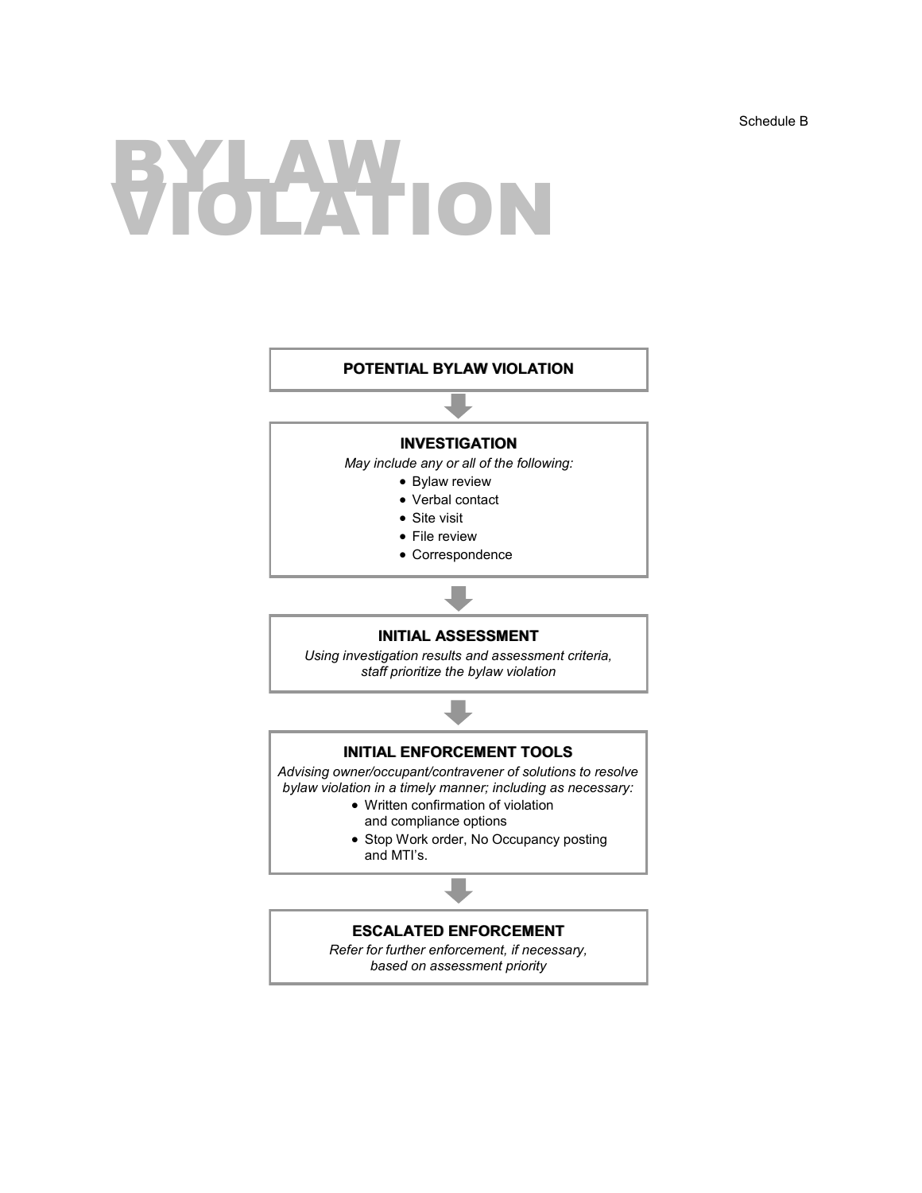Schedule B

# BYLAW VIOLATION

**POTENTIAL BYLAW VIOLATION**

↓

**INVESTIGATION**

*May include any or all of the following:*

- Bylaw review
- Verbal contact
- Site visit
- File review
- Correspondence

↓

**INITIAL ASSESSMENT**

*Using investigation results and assessment criteria, staff prioritize the bylaw violation*

↓

**INITIAL ENFORCEMENT TOOLS**

*Advising owner/occupant/contravener of solutions to resolve bylaw violation in a timely manner; including as necessary:*

- Written confirmation of violation and compliance options
- Stop Work order, No Occupancy posting and MTI's.

↓

**ESCALATED ENFORCEMENT**

*Refer for further enforcement, if necessary, based on assessment priority*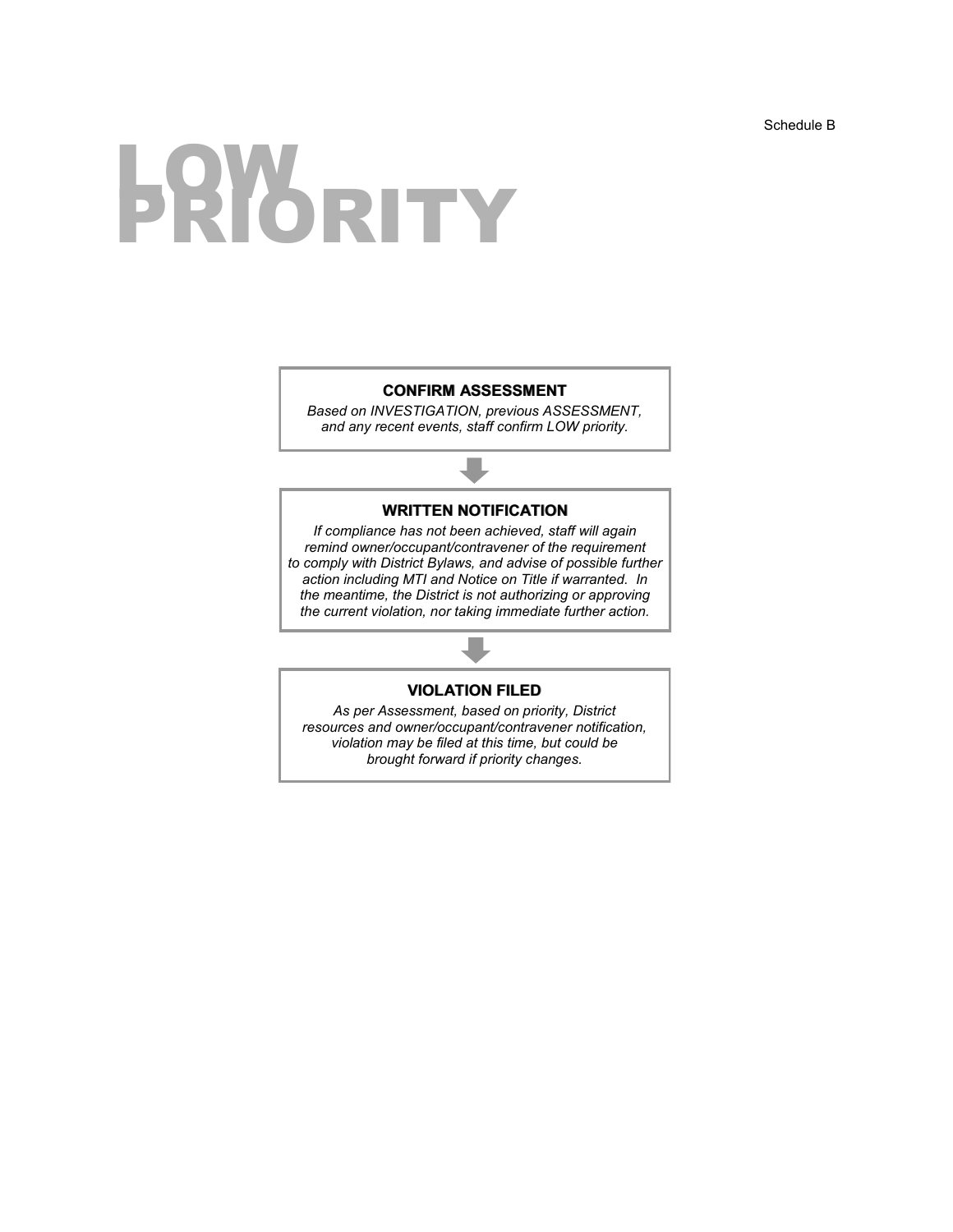Schedule B

# LOW PRIORITY

**CONFIRM ASSESSMENT**

*Based on INVESTIGATION, previous ASSESSMENT, and any recent events, staff confirm LOW priority.*

↓

**WRITTEN NOTIFICATION**

*If compliance has not been achieved, staff will again remind owner/occupant/contravener of the requirement to comply with District Bylaws, and advise of possible further action including MTI and Notice on Title if warranted. In the meantime, the District is not authorizing or approving the current violation, nor taking immediate further action.*

↓

**VIOLATION FILED**

*As per Assessment, based on priority, District resources and owner/occupant/contravener notification, violation may be filed at this time, but could be brought forward if priority changes.*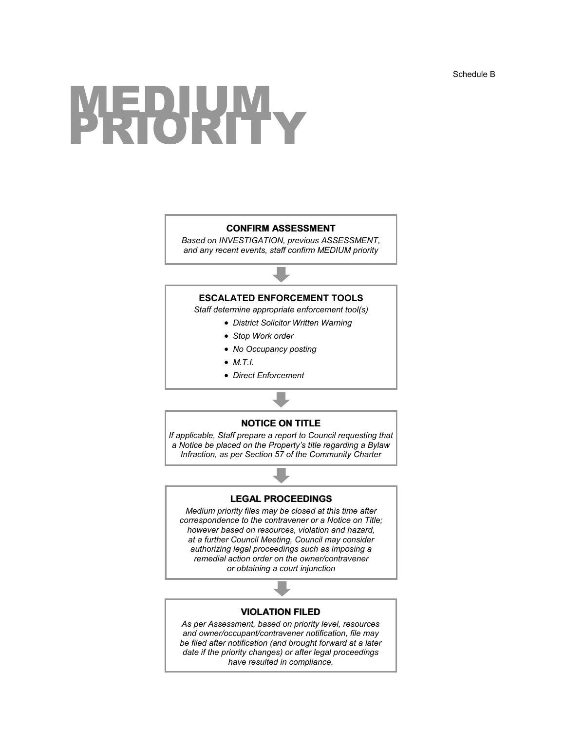Schedule B

# MEDIUM PRIORITY

### CONFIRM ASSESSMENT

*Based on INVESTIGATION, previous ASSESSMENT, and any recent events, staff confirm MEDIUM priority*

↓

### ESCALATED ENFORCEMENT TOOLS

*Staff determine appropriate enforcement tool(s)*

- *District Solicitor Written Warning*
- *Stop Work order*
- *No Occupancy posting*
- *M.T.I.*
- *Direct Enforcement*

↓

### NOTICE ON TITLE

*If applicable, Staff prepare a report to Council requesting that a Notice be placed on the Property's title regarding a Bylaw Infraction, as per Section 57 of the Community Charter*

↓

### LEGAL PROCEEDINGS

*Medium priority files may be closed at this time after correspondence to the contravener or a Notice on Title; however based on resources, violation and hazard, at a further Council Meeting, Council may consider authorizing legal proceedings such as imposing a remedial action order on the owner/contravener or obtaining a court injunction*

↓

### VIOLATION FILED

*As per Assessment, based on priority level, resources and owner/occupant/contravener notification, file may be filed after notification (and brought forward at a later date if the priority changes) or after legal proceedings have resulted in compliance.*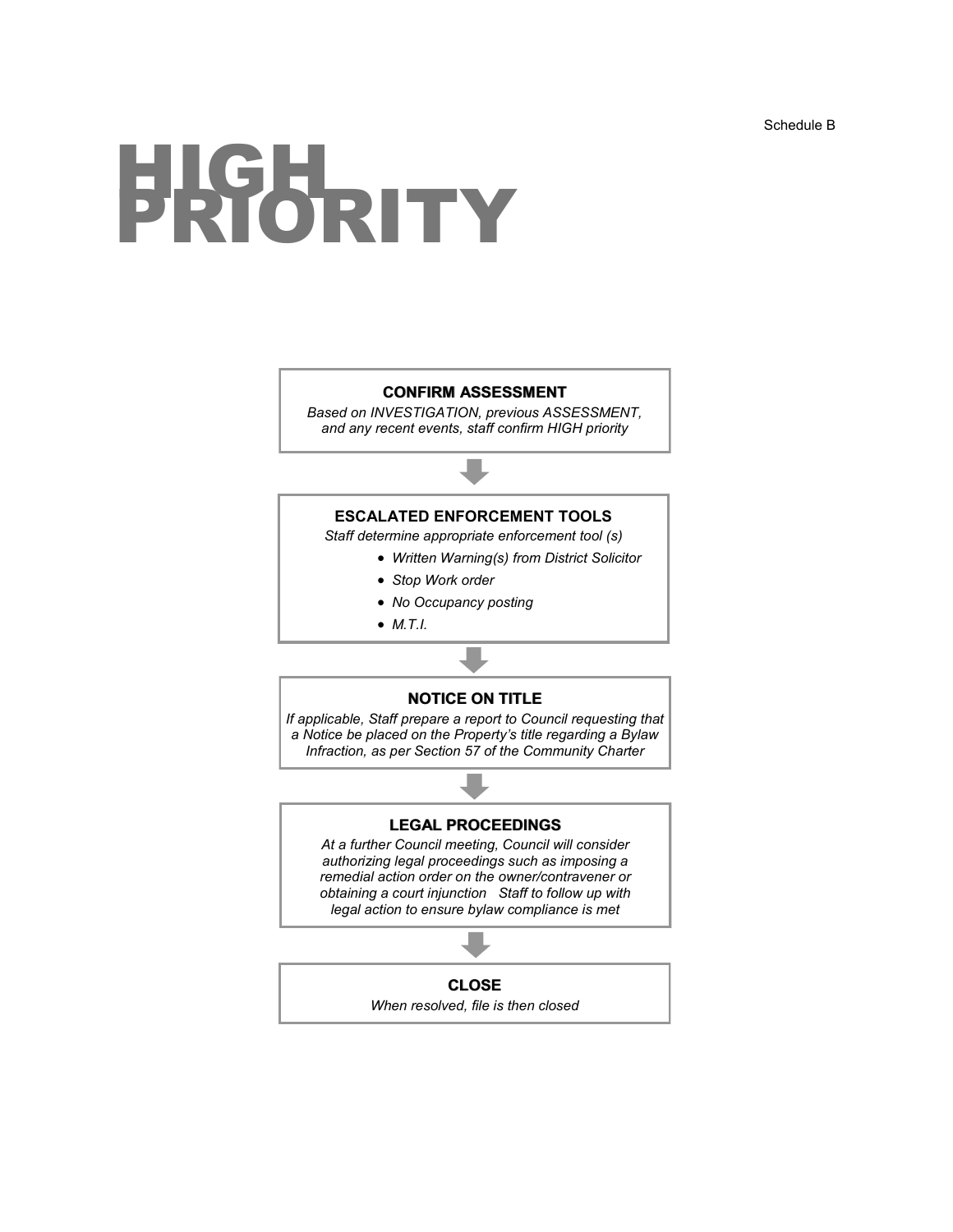Schedule B

# HIGH PRIORITY

**CONFIRM ASSESSMENT**

*Based on INVESTIGATION, previous ASSESSMENT, and any recent events, staff confirm HIGH priority*

**ESCALATED ENFORCEMENT TOOLS**

*Staff determine appropriate enforcement tool (s)*

- *Written Warning(s) from District Solicitor*
- *Stop Work order*
- *No Occupancy posting*
- *M.T.I.*

**NOTICE ON TITLE**

*If applicable, Staff prepare a report to Council requesting that a Notice be placed on the Property's title regarding a Bylaw Infraction, as per Section 57 of the Community Charter*

**LEGAL PROCEEDINGS**

*At a further Council meeting, Council will consider authorizing legal proceedings such as imposing a remedial action order on the owner/contravener or obtaining a court injunction Staff to follow up with legal action to ensure bylaw compliance is met*

**CLOSE**

*When resolved, file is then closed*